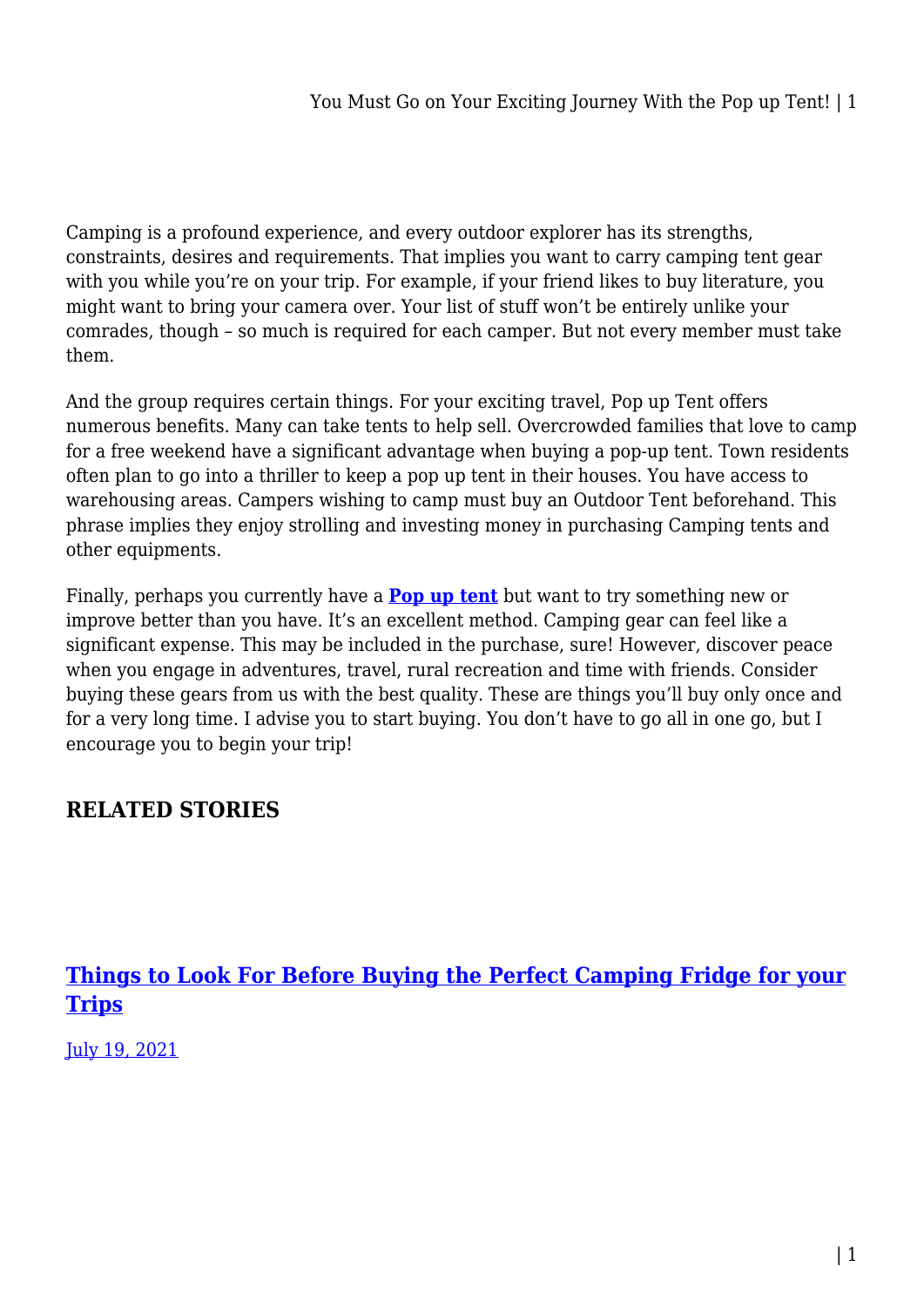Camping is a profound experience, and every outdoor explorer has its strengths, constraints, desires and requirements. That implies you want to carry camping tent gear with you while you're on your trip. For example, if your friend likes to buy literature, you might want to bring your camera over. Your list of stuff won't be entirely unlike your comrades, though – so much is required for each camper. But not every member must take them.

And the group requires certain things. For your exciting travel, Pop up Tent offers numerous benefits. Many can take tents to help sell. Overcrowded families that love to camp for a free weekend have a significant advantage when buying a pop-up tent. Town residents often plan to go into a thriller to keep a pop up tent in their houses. You have access to warehousing areas. Campers wishing to camp must buy an Outdoor Tent beforehand. This phrase implies they enjoy strolling and investing money in purchasing Camping tents and other equipments.

Finally, perhaps you currently have a **[Pop up tent]()** but want to try something new or improve better than you have. It's an excellent method. Camping gear can feel like a significant expense. This may be included in the purchase, sure! However, discover peace when you engage in adventures, travel, rural recreation and time with friends. Consider buying these gears from us with the best quality. These are things you'll buy only once and for a very long time. I advise you to start buying. You don't have to go all in one go, but I encourage you to begin your trip!

## RELATED STORIES

### [Things to Look For Before Buying the Perfect Camping Fridge for your Trips]()

[July 19, 2021]()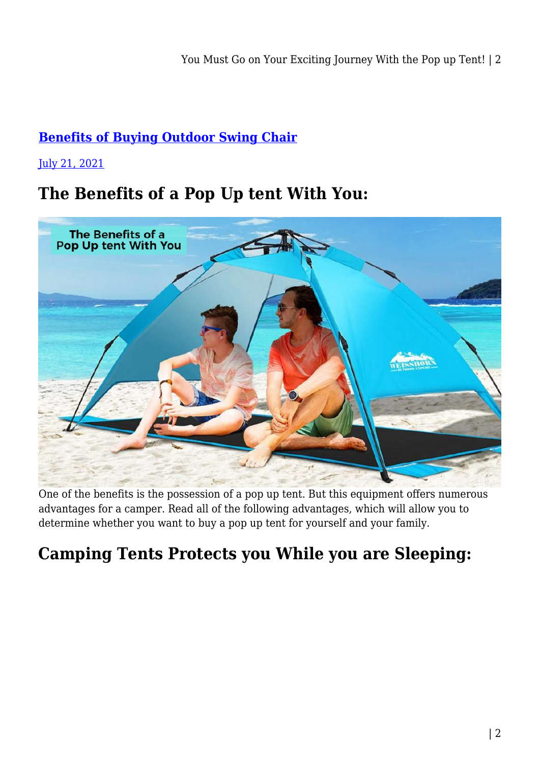[**Benefits of Buying Outdoor Swing Chair**]

[July 21, 2021]

## The Benefits of a Pop Up tent With You:

One of the benefits is the possession of a pop up tent. But this equipment offers numerous advantages for a camper. Read all of the following advantages, which will allow you to determine whether you want to buy a pop up tent for yourself and your family.

## Camping Tents Protects you While you are Sleeping: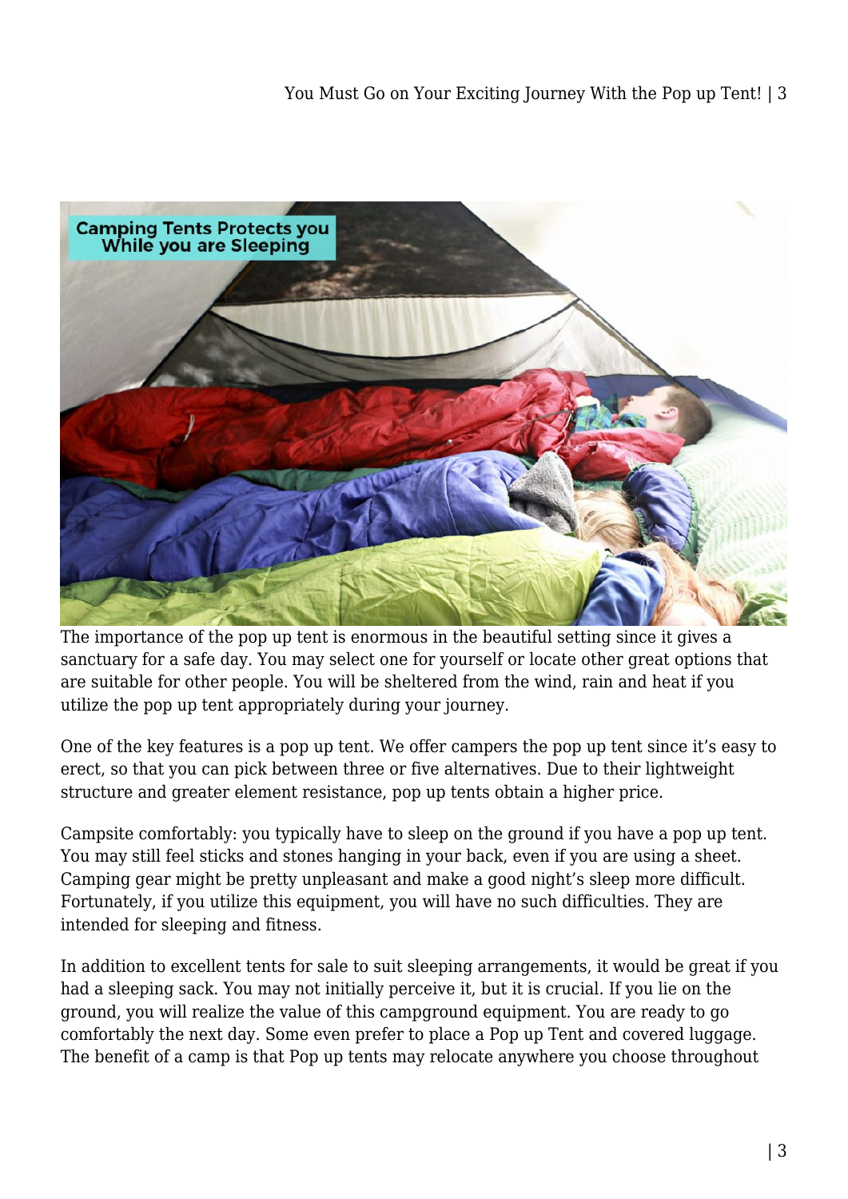The importance of the pop up tent is enormous in the beautiful setting since it gives a sanctuary for a safe day. You may select one for yourself or locate other great options that are suitable for other people. You will be sheltered from the wind, rain and heat if you utilize the pop up tent appropriately during your journey.

One of the key features is a pop up tent. We offer campers the pop up tent since it's easy to erect, so that you can pick between three or five alternatives. Due to their lightweight structure and greater element resistance, pop up tents obtain a higher price.

Campsite comfortably: you typically have to sleep on the ground if you have a pop up tent. You may still feel sticks and stones hanging in your back, even if you are using a sheet. Camping gear might be pretty unpleasant and make a good night's sleep more difficult. Fortunately, if you utilize this equipment, you will have no such difficulties. They are intended for sleeping and fitness.

In addition to excellent tents for sale to suit sleeping arrangements, it would be great if you had a sleeping sack. You may not initially perceive it, but it is crucial. If you lie on the ground, you will realize the value of this campground equipment. You are ready to go comfortably the next day. Some even prefer to place a Pop up Tent and covered luggage. The benefit of a camp is that Pop up tents may relocate anywhere you choose throughout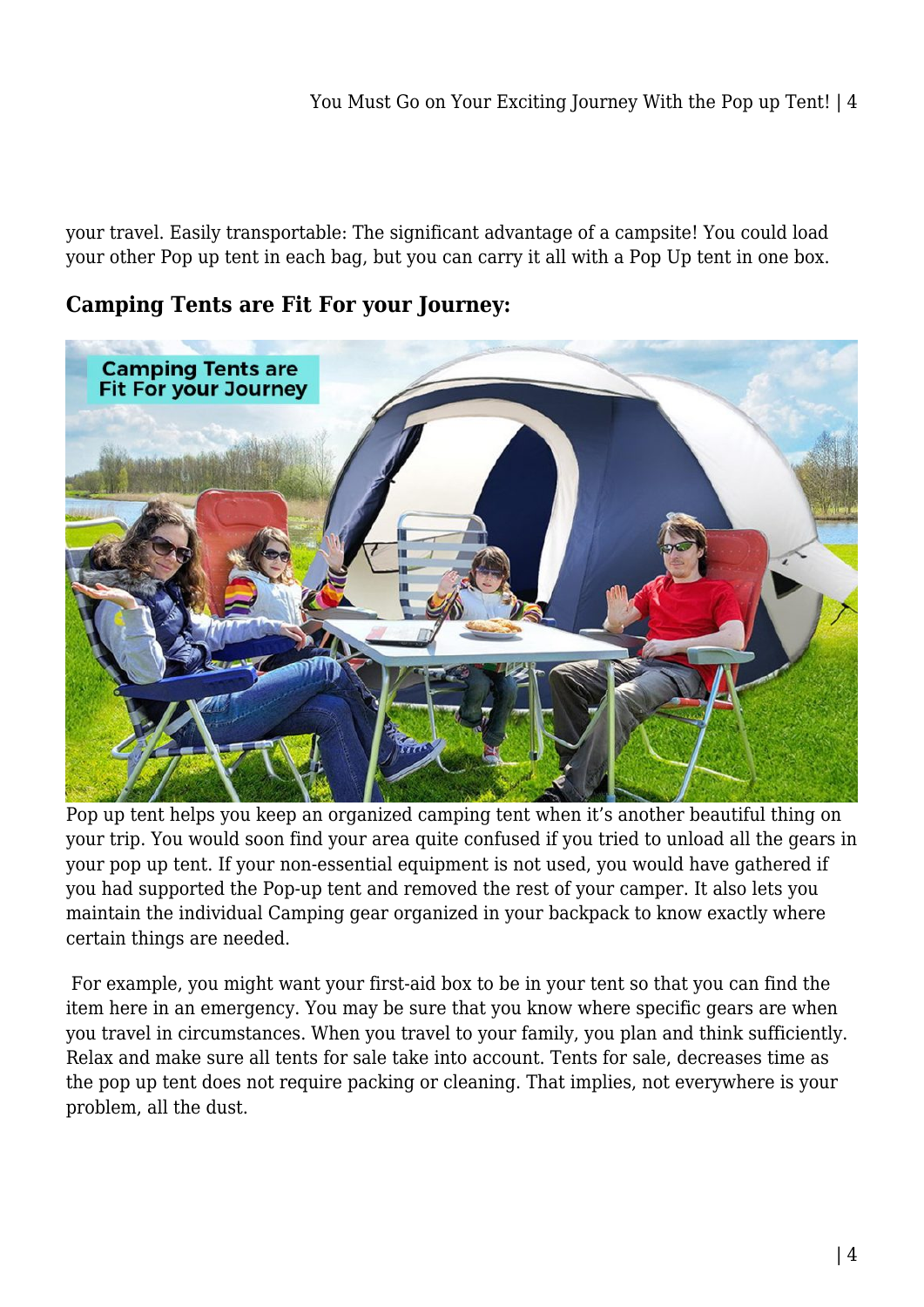your travel. Easily transportable: The significant advantage of a campsite! You could load your other Pop up tent in each bag, but you can carry it all with a Pop Up tent in one box.

### Camping Tents are Fit For your Journey:

Pop up tent helps you keep an organized camping tent when it's another beautiful thing on your trip. You would soon find your area quite confused if you tried to unload all the gears in your pop up tent. If your non-essential equipment is not used, you would have gathered if you had supported the Pop-up tent and removed the rest of your camper. It also lets you maintain the individual Camping gear organized in your backpack to know exactly where certain things are needed.

For example, you might want your first-aid box to be in your tent so that you can find the item here in an emergency. You may be sure that you know where specific gears are when you travel in circumstances. When you travel to your family, you plan and think sufficiently. Relax and make sure all tents for sale take into account. Tents for sale, decreases time as the pop up tent does not require packing or cleaning. That implies, not everywhere is your problem, all the dust.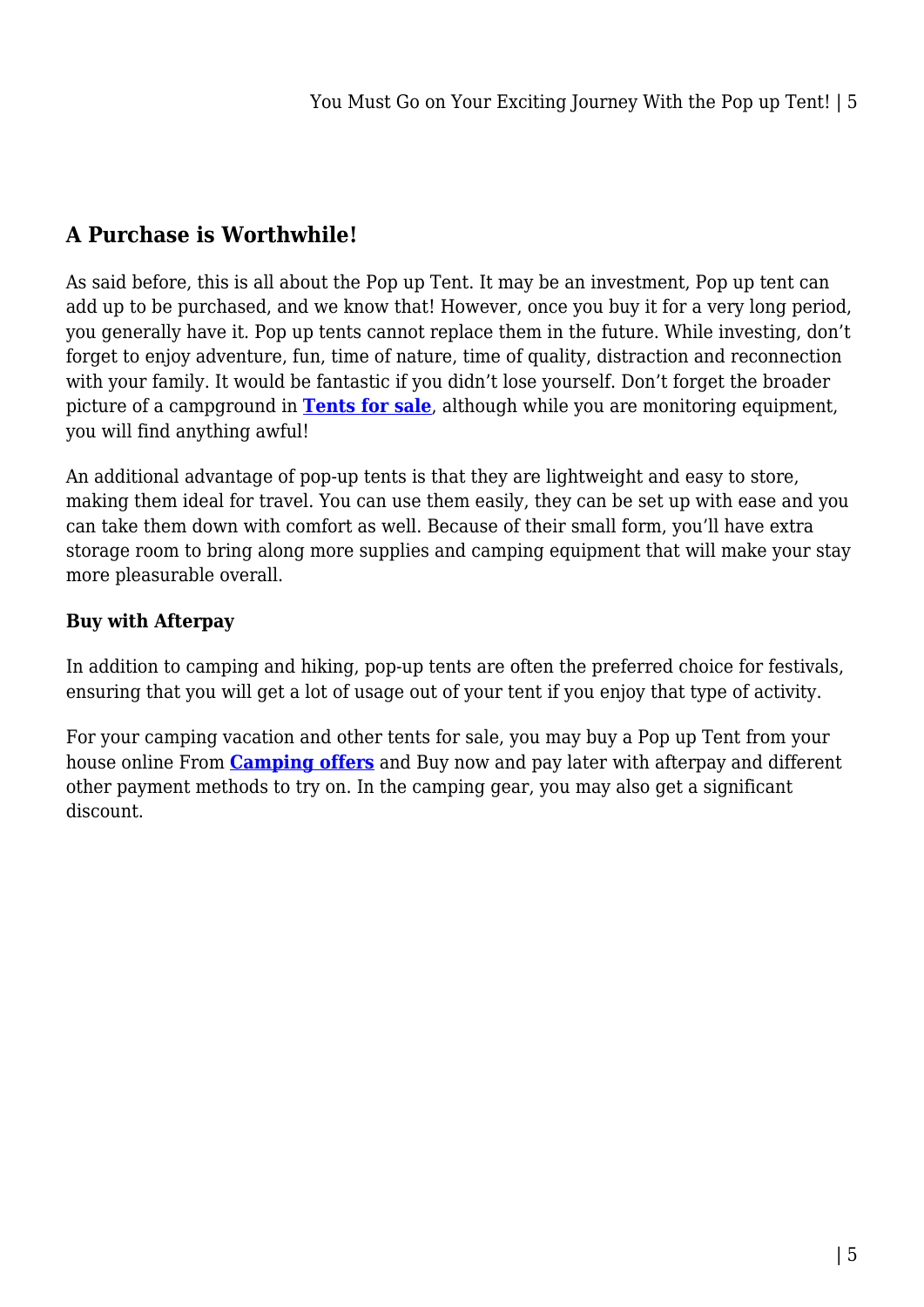## A Purchase is Worthwhile!

As said before, this is all about the Pop up Tent. It may be an investment, Pop up tent can add up to be purchased, and we know that! However, once you buy it for a very long period, you generally have it. Pop up tents cannot replace them in the future. While investing, don't forget to enjoy adventure, fun, time of nature, time of quality, distraction and reconnection with your family. It would be fantastic if you didn't lose yourself. Don't forget the broader picture of a campground in **Tents for sale**, although while you are monitoring equipment, you will find anything awful!

An additional advantage of pop-up tents is that they are lightweight and easy to store, making them ideal for travel. You can use them easily, they can be set up with ease and you can take them down with comfort as well. Because of their small form, you'll have extra storage room to bring along more supplies and camping equipment that will make your stay more pleasurable overall.

### Buy with Afterpay

In addition to camping and hiking, pop-up tents are often the preferred choice for festivals, ensuring that you will get a lot of usage out of your tent if you enjoy that type of activity.

For your camping vacation and other tents for sale, you may buy a Pop up Tent from your house online From **Camping offers** and Buy now and pay later with afterpay and different other payment methods to try on. In the camping gear, you may also get a significant discount.